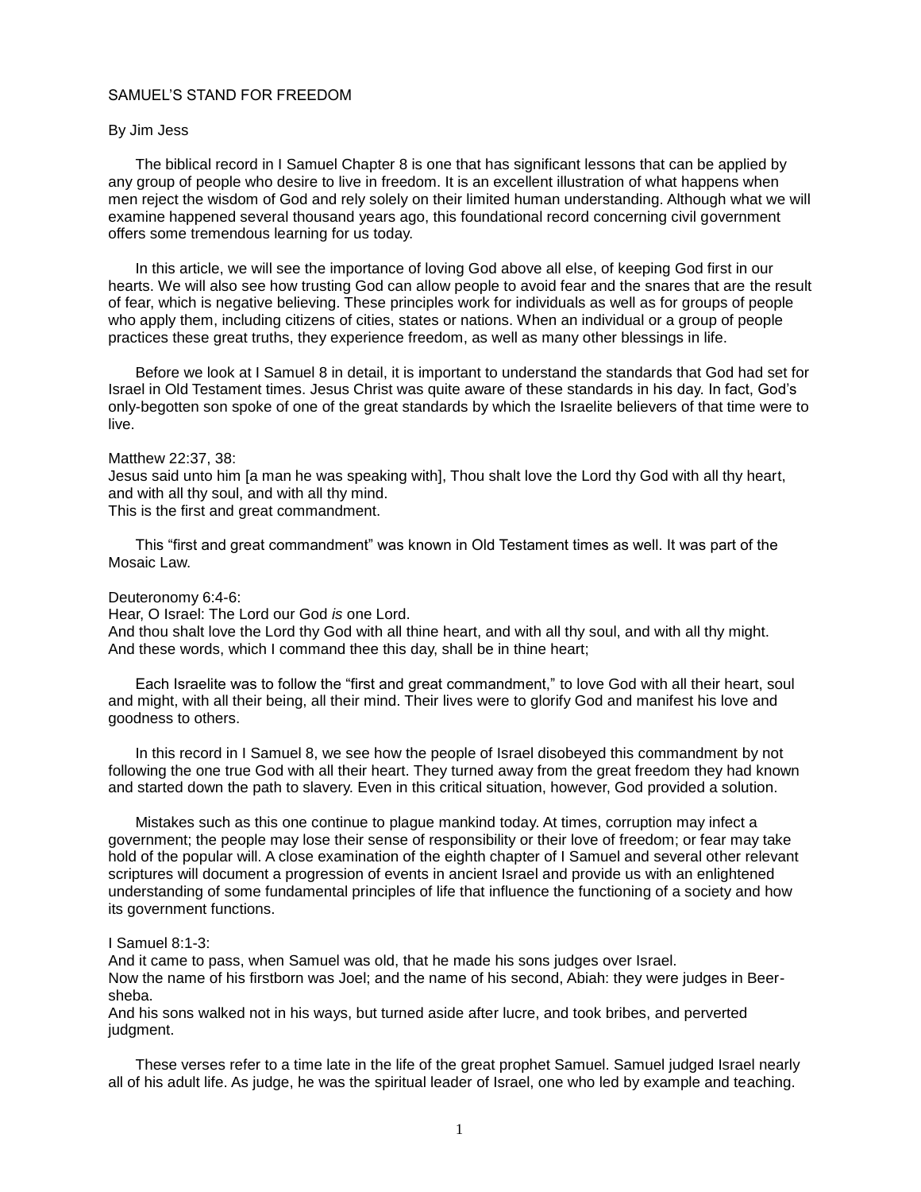# SAMUEL'S STAND FOR FREEDOM

By Jim Jess

The biblical record in I Samuel Chapter 8 is one that has significant lessons that can be applied by any group of people who desire to live in freedom. It is an excellent illustration of what happens when men reject the wisdom of God and rely solely on their limited human understanding. Although what we will examine happened several thousand years ago, this foundational record concerning civil government offers some tremendous learning for us today.

In this article, we will see the importance of loving God above all else, of keeping God first in our hearts. We will also see how trusting God can allow people to avoid fear and the snares that are the result of fear, which is negative believing. These principles work for individuals as well as for groups of people who apply them, including citizens of cities, states or nations. When an individual or a group of people practices these great truths, they experience freedom, as well as many other blessings in life.

Before we look at I Samuel 8 in detail, it is important to understand the standards that God had set for Israel in Old Testament times. Jesus Christ was quite aware of these standards in his day. In fact, God's only-begotten son spoke of one of the great standards by which the Israelite believers of that time were to live.

Matthew 22:37, 38:
Jesus said unto him [a man he was speaking with], Thou shalt love the Lord thy God with all thy heart, and with all thy soul, and with all thy mind.
This is the first and great commandment.

This "first and great commandment" was known in Old Testament times as well. It was part of the Mosaic Law.

Deuteronomy 6:4-6:
Hear, O Israel: The Lord our God *is* one Lord.
And thou shalt love the Lord thy God with all thine heart, and with all thy soul, and with all thy might.
And these words, which I command thee this day, shall be in thine heart;

Each Israelite was to follow the "first and great commandment," to love God with all their heart, soul and might, with all their being, all their mind. Their lives were to glorify God and manifest his love and goodness to others.

In this record in I Samuel 8, we see how the people of Israel disobeyed this commandment by not following the one true God with all their heart. They turned away from the great freedom they had known and started down the path to slavery. Even in this critical situation, however, God provided a solution.

Mistakes such as this one continue to plague mankind today. At times, corruption may infect a government; the people may lose their sense of responsibility or their love of freedom; or fear may take hold of the popular will. A close examination of the eighth chapter of I Samuel and several other relevant scriptures will document a progression of events in ancient Israel and provide us with an enlightened understanding of some fundamental principles of life that influence the functioning of a society and how its government functions.

I Samuel 8:1-3:
And it came to pass, when Samuel was old, that he made his sons judges over Israel.
Now the name of his firstborn was Joel; and the name of his second, Abiah: they were judges in Beer-sheba.
And his sons walked not in his ways, but turned aside after lucre, and took bribes, and perverted judgment.

These verses refer to a time late in the life of the great prophet Samuel. Samuel judged Israel nearly all of his adult life. As judge, he was the spiritual leader of Israel, one who led by example and teaching.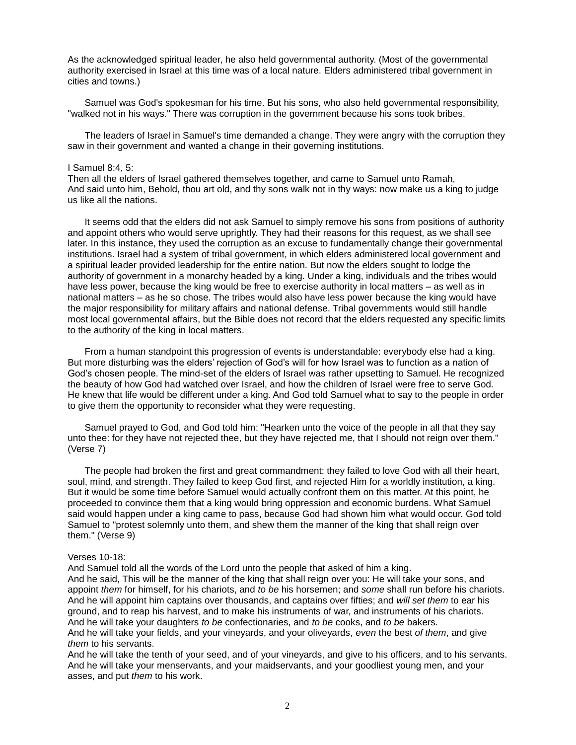As the acknowledged spiritual leader, he also held governmental authority. (Most of the governmental authority exercised in Israel at this time was of a local nature. Elders administered tribal government in cities and towns.)

Samuel was God's spokesman for his time. But his sons, who also held governmental responsibility, "walked not in his ways." There was corruption in the government because his sons took bribes.

The leaders of Israel in Samuel's time demanded a change. They were angry with the corruption they saw in their government and wanted a change in their governing institutions.

I Samuel 8:4, 5:
Then all the elders of Israel gathered themselves together, and came to Samuel unto Ramah,
And said unto him, Behold, thou art old, and thy sons walk not in thy ways: now make us a king to judge us like all the nations.

It seems odd that the elders did not ask Samuel to simply remove his sons from positions of authority and appoint others who would serve uprightly. They had their reasons for this request, as we shall see later. In this instance, they used the corruption as an excuse to fundamentally change their governmental institutions. Israel had a system of tribal government, in which elders administered local government and a spiritual leader provided leadership for the entire nation. But now the elders sought to lodge the authority of government in a monarchy headed by a king. Under a king, individuals and the tribes would have less power, because the king would be free to exercise authority in local matters – as well as in national matters – as he so chose. The tribes would also have less power because the king would have the major responsibility for military affairs and national defense. Tribal governments would still handle most local governmental affairs, but the Bible does not record that the elders requested any specific limits to the authority of the king in local matters.

From a human standpoint this progression of events is understandable: everybody else had a king. But more disturbing was the elders' rejection of God's will for how Israel was to function as a nation of God's chosen people. The mind-set of the elders of Israel was rather upsetting to Samuel. He recognized the beauty of how God had watched over Israel, and how the children of Israel were free to serve God. He knew that life would be different under a king. And God told Samuel what to say to the people in order to give them the opportunity to reconsider what they were requesting.

Samuel prayed to God, and God told him: "Hearken unto the voice of the people in all that they say unto thee: for they have not rejected thee, but they have rejected me, that I should not reign over them." (Verse 7)

The people had broken the first and great commandment: they failed to love God with all their heart, soul, mind, and strength. They failed to keep God first, and rejected Him for a worldly institution, a king. But it would be some time before Samuel would actually confront them on this matter. At this point, he proceeded to convince them that a king would bring oppression and economic burdens. What Samuel said would happen under a king came to pass, because God had shown him what would occur. God told Samuel to "protest solemnly unto them, and shew them the manner of the king that shall reign over them." (Verse 9)

Verses 10-18:
And Samuel told all the words of the Lord unto the people that asked of him a king.
And he said, This will be the manner of the king that shall reign over you: He will take your sons, and appoint *them* for himself, for his chariots, and *to be* his horsemen; and *some* shall run before his chariots.
And he will appoint him captains over thousands, and captains over fifties; and *will set them* to ear his ground, and to reap his harvest, and to make his instruments of war, and instruments of his chariots.
And he will take your daughters *to be* confectionaries, and *to be* cooks, and *to be* bakers.
And he will take your fields, and your vineyards, and your oliveyards, *even* the best *of them*, and give *them* to his servants.
And he will take the tenth of your seed, and of your vineyards, and give to his officers, and to his servants.
And he will take your menservants, and your maidservants, and your goodliest young men, and your asses, and put *them* to his work.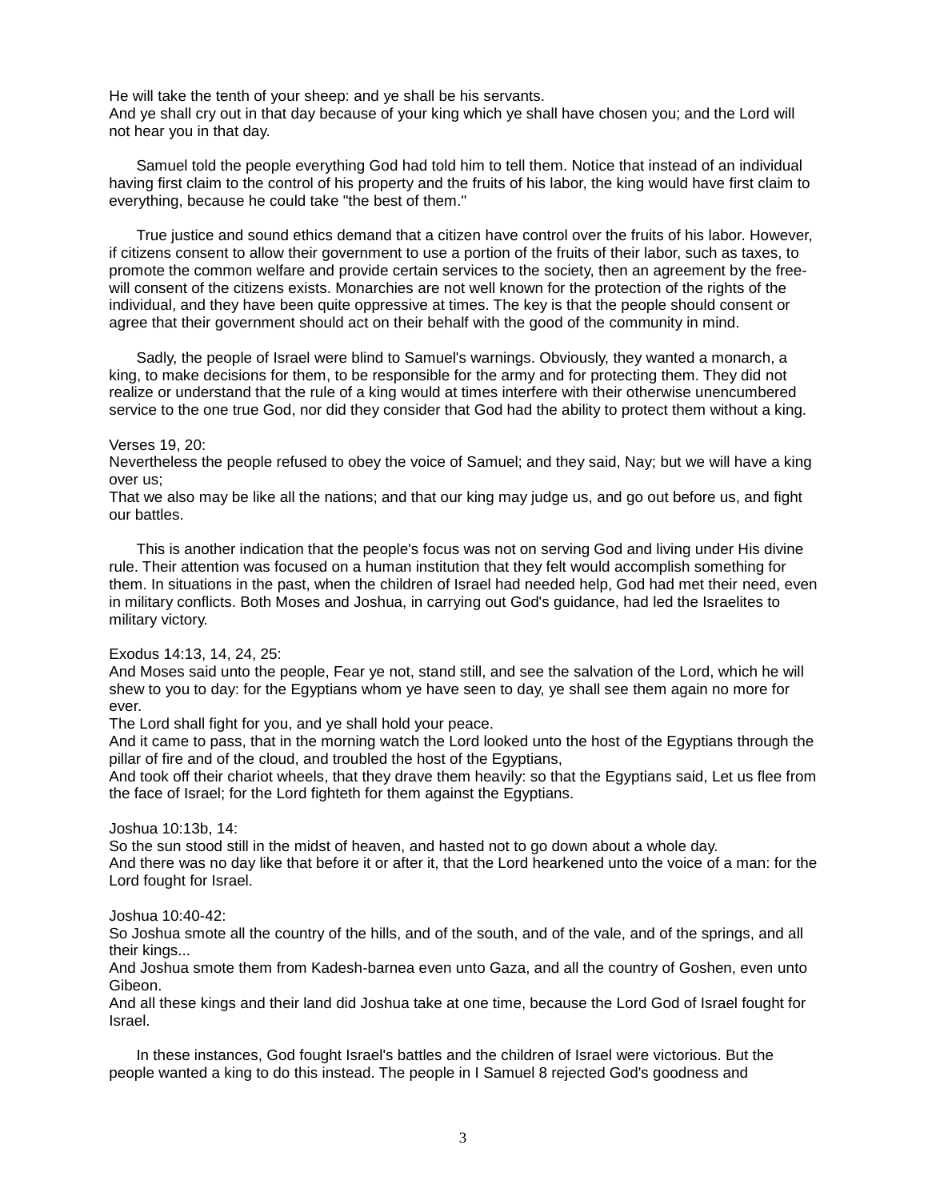He will take the tenth of your sheep: and ye shall be his servants.
And ye shall cry out in that day because of your king which ye shall have chosen you; and the Lord will not hear you in that day.

Samuel told the people everything God had told him to tell them. Notice that instead of an individual having first claim to the control of his property and the fruits of his labor, the king would have first claim to everything, because he could take "the best of them."

True justice and sound ethics demand that a citizen have control over the fruits of his labor. However, if citizens consent to allow their government to use a portion of the fruits of their labor, such as taxes, to promote the common welfare and provide certain services to the society, then an agreement by the free-will consent of the citizens exists. Monarchies are not well known for the protection of the rights of the individual, and they have been quite oppressive at times. The key is that the people should consent or agree that their government should act on their behalf with the good of the community in mind.

Sadly, the people of Israel were blind to Samuel's warnings. Obviously, they wanted a monarch, a king, to make decisions for them, to be responsible for the army and for protecting them. They did not realize or understand that the rule of a king would at times interfere with their otherwise unencumbered service to the one true God, nor did they consider that God had the ability to protect them without a king.

Verses 19, 20:
Nevertheless the people refused to obey the voice of Samuel; and they said, Nay; but we will have a king over us;
That we also may be like all the nations; and that our king may judge us, and go out before us, and fight our battles.

This is another indication that the people's focus was not on serving God and living under His divine rule. Their attention was focused on a human institution that they felt would accomplish something for them. In situations in the past, when the children of Israel had needed help, God had met their need, even in military conflicts. Both Moses and Joshua, in carrying out God's guidance, had led the Israelites to military victory.

Exodus 14:13, 14, 24, 25:
And Moses said unto the people, Fear ye not, stand still, and see the salvation of the Lord, which he will shew to you to day: for the Egyptians whom ye have seen to day, ye shall see them again no more for ever.
The Lord shall fight for you, and ye shall hold your peace.
And it came to pass, that in the morning watch the Lord looked unto the host of the Egyptians through the pillar of fire and of the cloud, and troubled the host of the Egyptians,
And took off their chariot wheels, that they drave them heavily: so that the Egyptians said, Let us flee from the face of Israel; for the Lord fighteth for them against the Egyptians.

Joshua 10:13b, 14:
So the sun stood still in the midst of heaven, and hasted not to go down about a whole day.
And there was no day like that before it or after it, that the Lord hearkened unto the voice of a man: for the Lord fought for Israel.

Joshua 10:40-42:
So Joshua smote all the country of the hills, and of the south, and of the vale, and of the springs, and all their kings...
And Joshua smote them from Kadesh-barnea even unto Gaza, and all the country of Goshen, even unto Gibeon.
And all these kings and their land did Joshua take at one time, because the Lord God of Israel fought for Israel.

In these instances, God fought Israel's battles and the children of Israel were victorious. But the people wanted a king to do this instead. The people in I Samuel 8 rejected God's goodness and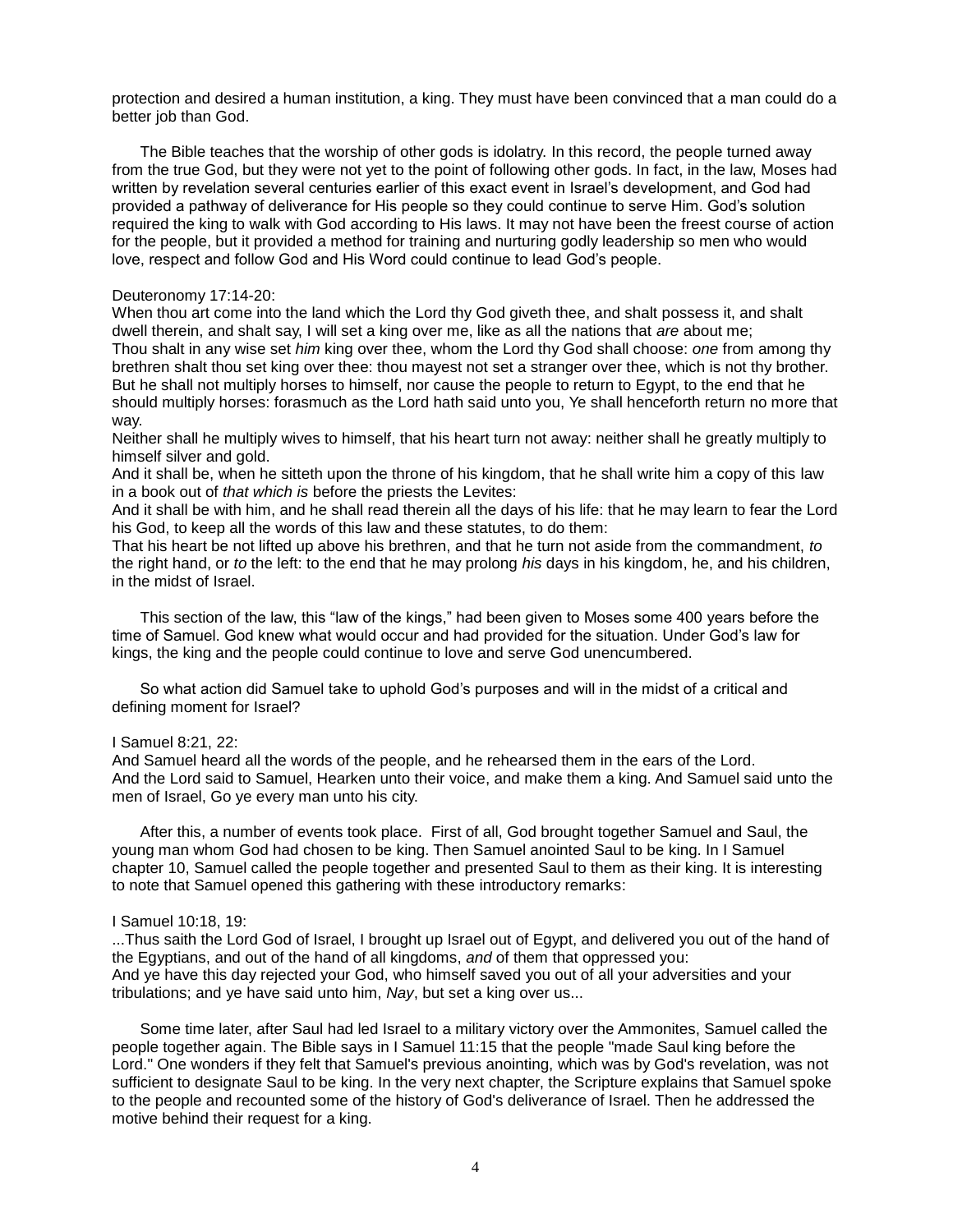protection and desired a human institution, a king. They must have been convinced that a man could do a better job than God.

The Bible teaches that the worship of other gods is idolatry. In this record, the people turned away from the true God, but they were not yet to the point of following other gods. In fact, in the law, Moses had written by revelation several centuries earlier of this exact event in Israel's development, and God had provided a pathway of deliverance for His people so they could continue to serve Him. God's solution required the king to walk with God according to His laws. It may not have been the freest course of action for the people, but it provided a method for training and nurturing godly leadership so men who would love, respect and follow God and His Word could continue to lead God's people.

Deuteronomy 17:14-20:
When thou art come into the land which the Lord thy God giveth thee, and shalt possess it, and shalt dwell therein, and shalt say, I will set a king over me, like as all the nations that *are* about me;
Thou shalt in any wise set *him* king over thee, whom the Lord thy God shall choose: *one* from among thy brethren shalt thou set king over thee: thou mayest not set a stranger over thee, which is not thy brother.
But he shall not multiply horses to himself, nor cause the people to return to Egypt, to the end that he should multiply horses: forasmuch as the Lord hath said unto you, Ye shall henceforth return no more that way.
Neither shall he multiply wives to himself, that his heart turn not away: neither shall he greatly multiply to himself silver and gold.
And it shall be, when he sitteth upon the throne of his kingdom, that he shall write him a copy of this law in a book out of *that which is* before the priests the Levites:
And it shall be with him, and he shall read therein all the days of his life: that he may learn to fear the Lord his God, to keep all the words of this law and these statutes, to do them:
That his heart be not lifted up above his brethren, and that he turn not aside from the commandment, *to* the right hand, or *to* the left: to the end that he may prolong *his* days in his kingdom, he, and his children, in the midst of Israel.

This section of the law, this "law of the kings," had been given to Moses some 400 years before the time of Samuel. God knew what would occur and had provided for the situation. Under God's law for kings, the king and the people could continue to love and serve God unencumbered.

So what action did Samuel take to uphold God's purposes and will in the midst of a critical and defining moment for Israel?

I Samuel 8:21, 22:
And Samuel heard all the words of the people, and he rehearsed them in the ears of the Lord.
And the Lord said to Samuel, Hearken unto their voice, and make them a king. And Samuel said unto the men of Israel, Go ye every man unto his city.

After this, a number of events took place. First of all, God brought together Samuel and Saul, the young man whom God had chosen to be king. Then Samuel anointed Saul to be king. In I Samuel chapter 10, Samuel called the people together and presented Saul to them as their king. It is interesting to note that Samuel opened this gathering with these introductory remarks:

I Samuel 10:18, 19:
...Thus saith the Lord God of Israel, I brought up Israel out of Egypt, and delivered you out of the hand of the Egyptians, and out of the hand of all kingdoms, *and* of them that oppressed you:
And ye have this day rejected your God, who himself saved you out of all your adversities and your tribulations; and ye have said unto him, *Nay*, but set a king over us...

Some time later, after Saul had led Israel to a military victory over the Ammonites, Samuel called the people together again. The Bible says in I Samuel 11:15 that the people "made Saul king before the Lord." One wonders if they felt that Samuel's previous anointing, which was by God's revelation, was not sufficient to designate Saul to be king. In the very next chapter, the Scripture explains that Samuel spoke to the people and recounted some of the history of God's deliverance of Israel. Then he addressed the motive behind their request for a king.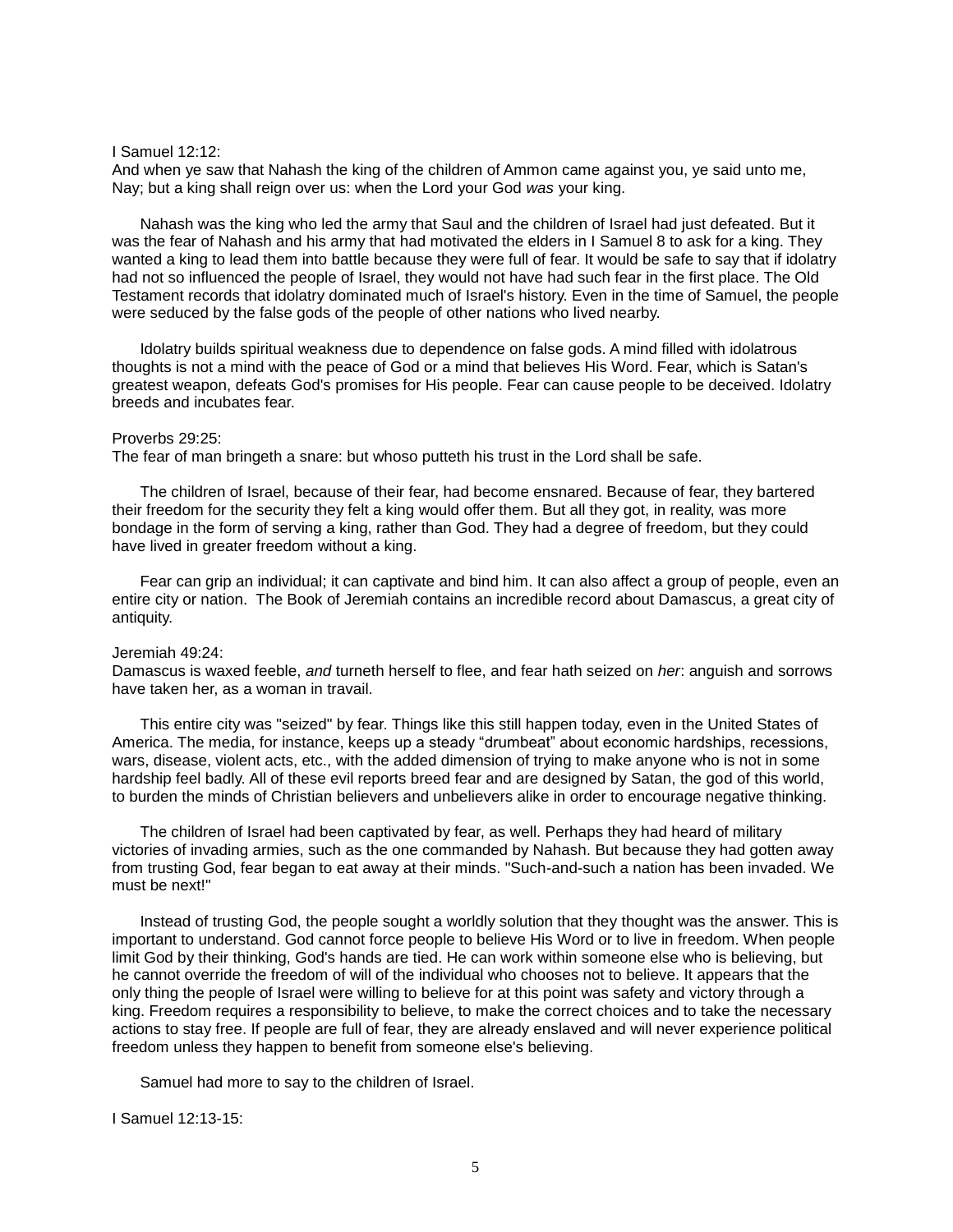I Samuel 12:12:
And when ye saw that Nahash the king of the children of Ammon came against you, ye said unto me, Nay; but a king shall reign over us: when the Lord your God *was* your king.

Nahash was the king who led the army that Saul and the children of Israel had just defeated. But it was the fear of Nahash and his army that had motivated the elders in I Samuel 8 to ask for a king. They wanted a king to lead them into battle because they were full of fear. It would be safe to say that if idolatry had not so influenced the people of Israel, they would not have had such fear in the first place. The Old Testament records that idolatry dominated much of Israel's history. Even in the time of Samuel, the people were seduced by the false gods of the people of other nations who lived nearby.

Idolatry builds spiritual weakness due to dependence on false gods. A mind filled with idolatrous thoughts is not a mind with the peace of God or a mind that believes His Word. Fear, which is Satan's greatest weapon, defeats God's promises for His people. Fear can cause people to be deceived. Idolatry breeds and incubates fear.

Proverbs 29:25:
The fear of man bringeth a snare: but whoso putteth his trust in the Lord shall be safe.

The children of Israel, because of their fear, had become ensnared. Because of fear, they bartered their freedom for the security they felt a king would offer them. But all they got, in reality, was more bondage in the form of serving a king, rather than God. They had a degree of freedom, but they could have lived in greater freedom without a king.

Fear can grip an individual; it can captivate and bind him. It can also affect a group of people, even an entire city or nation. The Book of Jeremiah contains an incredible record about Damascus, a great city of antiquity.

Jeremiah 49:24:
Damascus is waxed feeble, *and* turneth herself to flee, and fear hath seized on *her*: anguish and sorrows have taken her, as a woman in travail.

This entire city was "seized" by fear. Things like this still happen today, even in the United States of America. The media, for instance, keeps up a steady "drumbeat" about economic hardships, recessions, wars, disease, violent acts, etc., with the added dimension of trying to make anyone who is not in some hardship feel badly. All of these evil reports breed fear and are designed by Satan, the god of this world, to burden the minds of Christian believers and unbelievers alike in order to encourage negative thinking.

The children of Israel had been captivated by fear, as well. Perhaps they had heard of military victories of invading armies, such as the one commanded by Nahash. But because they had gotten away from trusting God, fear began to eat away at their minds. "Such-and-such a nation has been invaded. We must be next!"

Instead of trusting God, the people sought a worldly solution that they thought was the answer. This is important to understand. God cannot force people to believe His Word or to live in freedom. When people limit God by their thinking, God's hands are tied. He can work within someone else who is believing, but he cannot override the freedom of will of the individual who chooses not to believe. It appears that the only thing the people of Israel were willing to believe for at this point was safety and victory through a king. Freedom requires a responsibility to believe, to make the correct choices and to take the necessary actions to stay free. If people are full of fear, they are already enslaved and will never experience political freedom unless they happen to benefit from someone else's believing.

Samuel had more to say to the children of Israel.

I Samuel 12:13-15: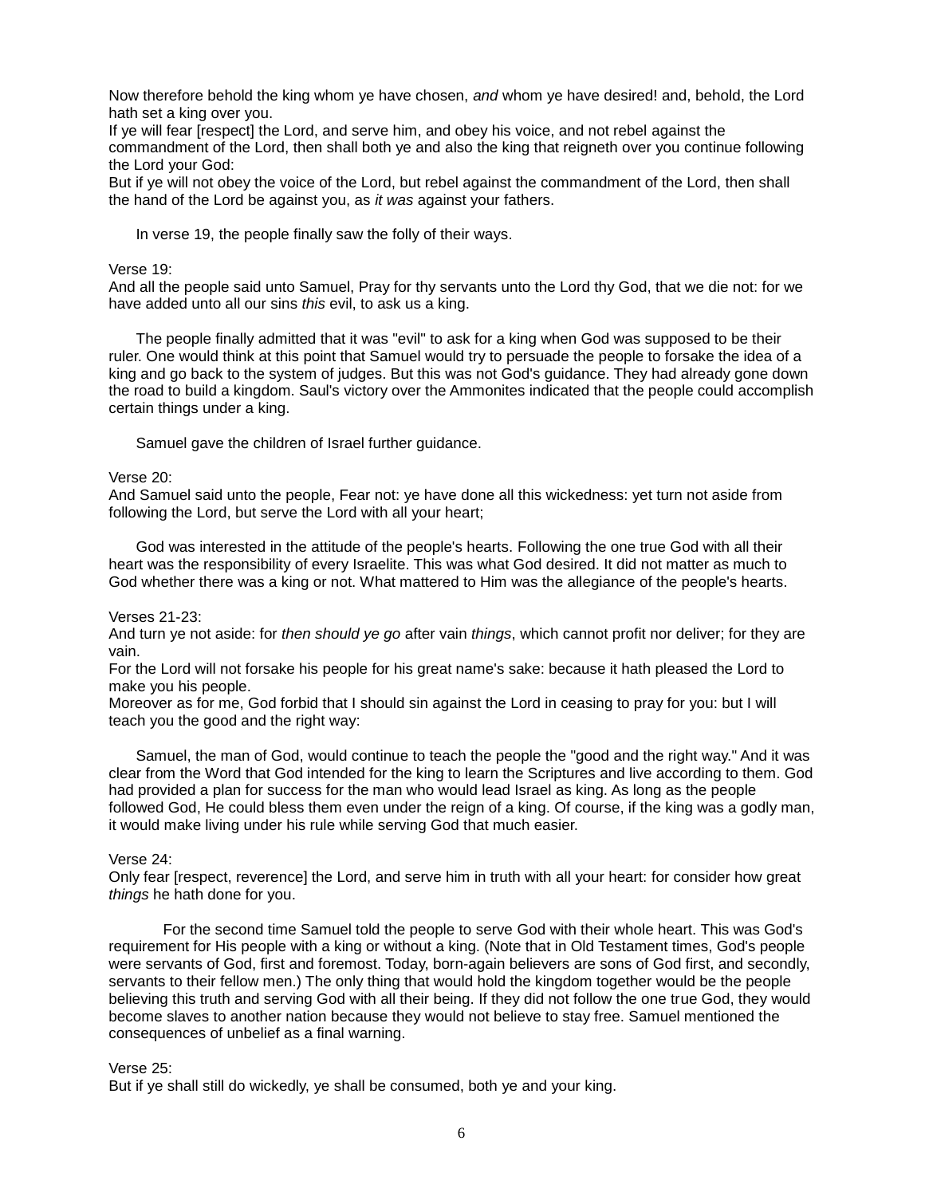Now therefore behold the king whom ye have chosen, *and* whom ye have desired! and, behold, the Lord hath set a king over you.
If ye will fear [respect] the Lord, and serve him, and obey his voice, and not rebel against the commandment of the Lord, then shall both ye and also the king that reigneth over you continue following the Lord your God:
But if ye will not obey the voice of the Lord, but rebel against the commandment of the Lord, then shall the hand of the Lord be against you, as *it was* against your fathers.

In verse 19, the people finally saw the folly of their ways.

Verse 19:
And all the people said unto Samuel, Pray for thy servants unto the Lord thy God, that we die not: for we have added unto all our sins *this* evil, to ask us a king.

The people finally admitted that it was "evil" to ask for a king when God was supposed to be their ruler. One would think at this point that Samuel would try to persuade the people to forsake the idea of a king and go back to the system of judges. But this was not God's guidance. They had already gone down the road to build a kingdom. Saul's victory over the Ammonites indicated that the people could accomplish certain things under a king.

Samuel gave the children of Israel further guidance.

Verse 20:
And Samuel said unto the people, Fear not: ye have done all this wickedness: yet turn not aside from following the Lord, but serve the Lord with all your heart;

God was interested in the attitude of the people's hearts. Following the one true God with all their heart was the responsibility of every Israelite. This was what God desired. It did not matter as much to God whether there was a king or not. What mattered to Him was the allegiance of the people's hearts.

Verses 21-23:
And turn ye not aside: for *then should ye go* after vain *things*, which cannot profit nor deliver; for they are vain.
For the Lord will not forsake his people for his great name's sake: because it hath pleased the Lord to make you his people.
Moreover as for me, God forbid that I should sin against the Lord in ceasing to pray for you: but I will teach you the good and the right way:

Samuel, the man of God, would continue to teach the people the "good and the right way." And it was clear from the Word that God intended for the king to learn the Scriptures and live according to them. God had provided a plan for success for the man who would lead Israel as king. As long as the people followed God, He could bless them even under the reign of a king. Of course, if the king was a godly man, it would make living under his rule while serving God that much easier.

Verse 24:
Only fear [respect, reverence] the Lord, and serve him in truth with all your heart: for consider how great *things* he hath done for you.

For the second time Samuel told the people to serve God with their whole heart. This was God's requirement for His people with a king or without a king. (Note that in Old Testament times, God's people were servants of God, first and foremost. Today, born-again believers are sons of God first, and secondly, servants to their fellow men.) The only thing that would hold the kingdom together would be the people believing this truth and serving God with all their being. If they did not follow the one true God, they would become slaves to another nation because they would not believe to stay free. Samuel mentioned the consequences of unbelief as a final warning.

Verse 25:
But if ye shall still do wickedly, ye shall be consumed, both ye and your king.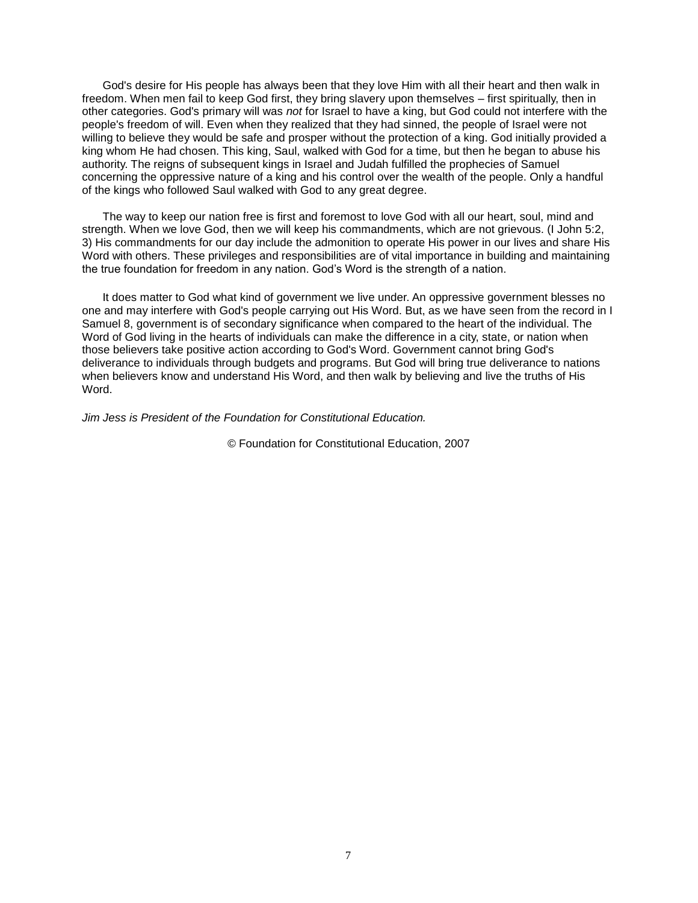God's desire for His people has always been that they love Him with all their heart and then walk in freedom. When men fail to keep God first, they bring slavery upon themselves – first spiritually, then in other categories. God's primary will was *not* for Israel to have a king, but God could not interfere with the people's freedom of will. Even when they realized that they had sinned, the people of Israel were not willing to believe they would be safe and prosper without the protection of a king. God initially provided a king whom He had chosen. This king, Saul, walked with God for a time, but then he began to abuse his authority. The reigns of subsequent kings in Israel and Judah fulfilled the prophecies of Samuel concerning the oppressive nature of a king and his control over the wealth of the people. Only a handful of the kings who followed Saul walked with God to any great degree.

The way to keep our nation free is first and foremost to love God with all our heart, soul, mind and strength. When we love God, then we will keep his commandments, which are not grievous. (I John 5:2, 3) His commandments for our day include the admonition to operate His power in our lives and share His Word with others. These privileges and responsibilities are of vital importance in building and maintaining the true foundation for freedom in any nation. God's Word is the strength of a nation.

It does matter to God what kind of government we live under. An oppressive government blesses no one and may interfere with God's people carrying out His Word. But, as we have seen from the record in I Samuel 8, government is of secondary significance when compared to the heart of the individual. The Word of God living in the hearts of individuals can make the difference in a city, state, or nation when those believers take positive action according to God's Word. Government cannot bring God's deliverance to individuals through budgets and programs. But God will bring true deliverance to nations when believers know and understand His Word, and then walk by believing and live the truths of His Word.

*Jim Jess is President of the Foundation for Constitutional Education.*

© Foundation for Constitutional Education, 2007